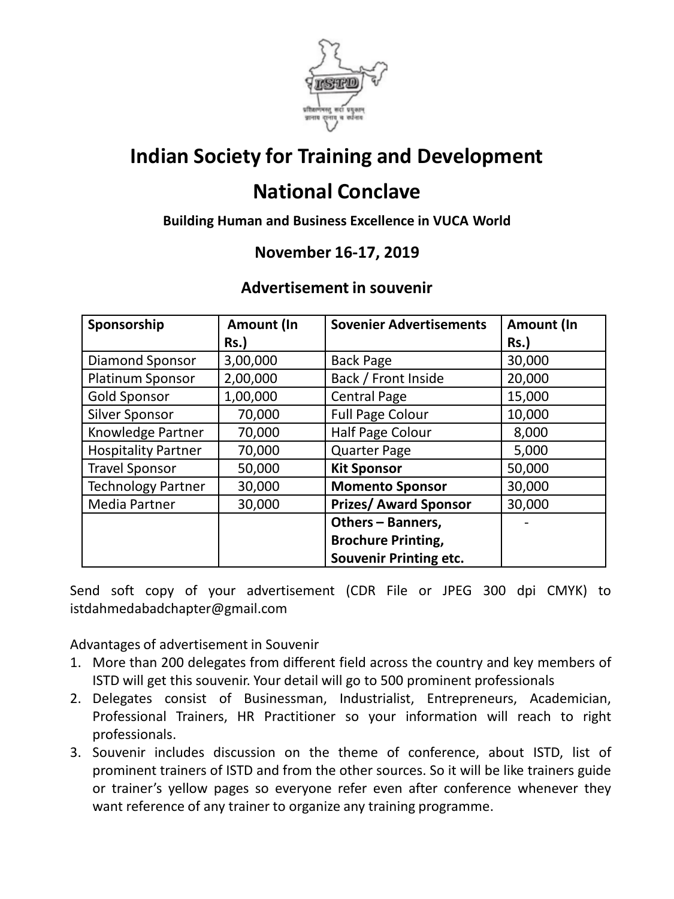# Indian Society for Training and Development

## National Conclave

**Building Human and Business Excellence in VUCA World**

### November 16-17, 2019

### Advertisement in souvenir

| Sponsorship | Amount (In Rs.) | Sovenier Advertisements | Amount (In Rs.) |
|---|---|---|---|
| Diamond Sponsor | 3,00,000 | Back Page | 30,000 |
| Platinum Sponsor | 2,00,000 | Back / Front Inside | 20,000 |
| Gold Sponsor | 1,00,000 | Central Page | 15,000 |
| Silver Sponsor | 70,000 | Full Page Colour | 10,000 |
| Knowledge Partner | 70,000 | Half Page Colour | 8,000 |
| Hospitality Partner | 70,000 | Quarter Page | 5,000 |
| Travel Sponsor | 50,000 | **Kit Sponsor** | 50,000 |
| Technology Partner | 30,000 | **Momento Sponsor** | 30,000 |
| Media Partner | 30,000 | **Prizes/ Award Sponsor** | 30,000 |
| | | **Others – Banners, Brochure Printing, Souvenir Printing etc.** | - |

Send soft copy of your advertisement (CDR File or JPEG 300 dpi CMYK) to istdahmedabadchapter@gmail.com

Advantages of advertisement in Souvenir

1. More than 200 delegates from different field across the country and key members of ISTD will get this souvenir. Your detail will go to 500 prominent professionals
2. Delegates consist of Businessman, Industrialist, Entrepreneurs, Academician, Professional Trainers, HR Practitioner so your information will reach to right professionals.
3. Souvenir includes discussion on the theme of conference, about ISTD, list of prominent trainers of ISTD and from the other sources. So it will be like trainers guide or trainer's yellow pages so everyone refer even after conference whenever they want reference of any trainer to organize any training programme.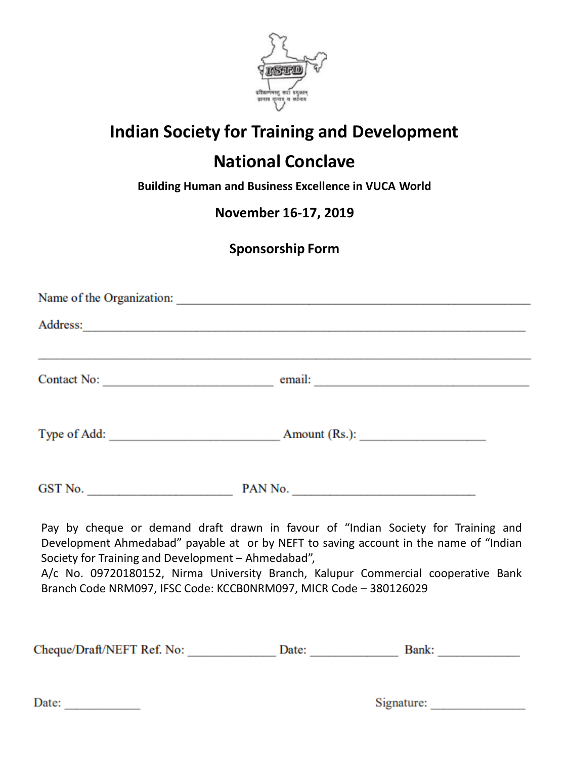# Indian Society for Training and Development

## National Conclave

**Building Human and Business Excellence in VUCA World**

**November 16-17, 2019**

**Sponsorship Form**

Name of the Organization: ____________________________________________

Address: ____________________________________________

____________________________________________

Contact No: ______________________ email: ______________________

Type of Add: ______________________ Amount (Rs.): ______________________

GST No. ______________________ PAN No. ______________________

Pay by cheque or demand draft drawn in favour of "Indian Society for Training and Development Ahmedabad" payable at or by NEFT to saving account in the name of "Indian Society for Training and Development – Ahmedabad",
A/c No. 09720180152, Nirma University Branch, Kalupur Commercial cooperative Bank Branch Code NRM097, IFSC Code: KCCB0NRM097, MICR Code – 380126029

Cheque/Draft/NEFT Ref. No: ____________ Date: ____________ Bank: ____________

Date: ____________ Signature: ______________